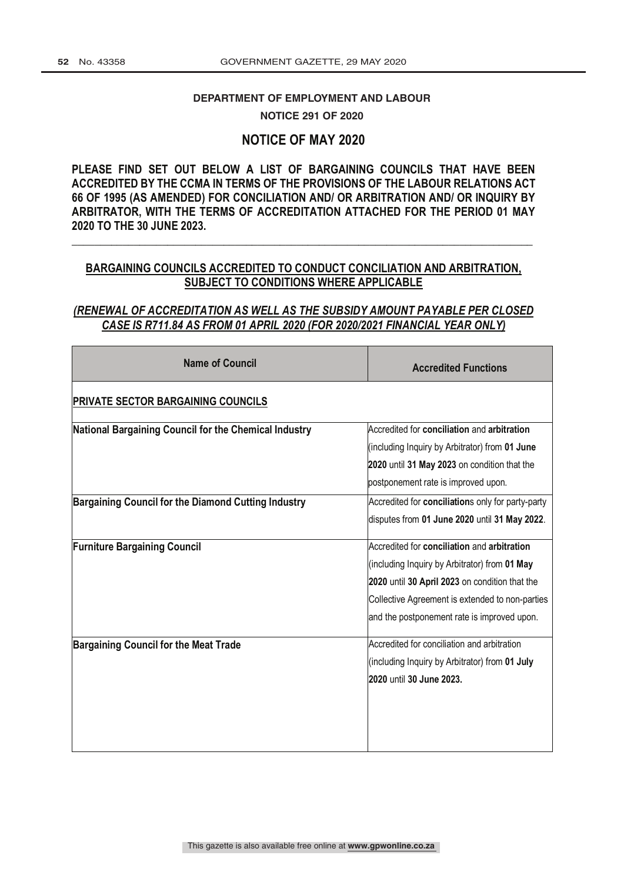**DEPARTMENT OF EMPLOYMENT AND LABOUR**

**NOTICE 291 OF 2020**

## NOTICE OF MAY 2020

**PLEASE FIND SET OUT BELOW A LIST OF BARGAINING COUNCILS THAT HAVE BEEN ACCREDITED BY THE CCMA IN TERMS OF THE PROVISIONS OF THE LABOUR RELATIONS ACT 66 OF 1995 (AS AMENDED) FOR CONCILIATION AND/ OR ARBITRATION AND/ OR INQUIRY BY ARBITRATOR, WITH THE TERMS OF ACCREDITATION ATTACHED FOR THE PERIOD 01 MAY 2020 TO THE 30 JUNE 2023.**

---

**BARGAINING COUNCILS ACCREDITED TO CONDUCT CONCILIATION AND ARBITRATION, SUBJECT TO CONDITIONS WHERE APPLICABLE**

***(RENEWAL OF ACCREDITATION AS WELL AS THE SUBSIDY AMOUNT PAYABLE PER CLOSED CASE IS R711.84 AS FROM 01 APRIL 2020 (FOR 2020/2021 FINANCIAL YEAR ONLY)***

| Name of Council | Accredited Functions |
|---|---|
| **PRIVATE SECTOR BARGAINING COUNCILS** | |
| **National Bargaining Council for the Chemical Industry** | Accredited for **conciliation** and **arbitration** (including Inquiry by Arbitrator) from **01 June 2020** until **31 May 2023** on condition that the postponement rate is improved upon. |
| **Bargaining Council for the Diamond Cutting Industry** | Accredited for **conciliation**s only for party-party disputes from **01 June 2020** until **31 May 2022**. |
| **Furniture Bargaining Council** | Accredited for **conciliation** and **arbitration** (including Inquiry by Arbitrator) from **01 May 2020** until **30 April 2023** on condition that the Collective Agreement is extended to non-parties and the postponement rate is improved upon. |
| **Bargaining Council for the Meat Trade** | Accredited for conciliation and arbitration (including Inquiry by Arbitrator) from **01 July 2020** until **30 June 2023.** |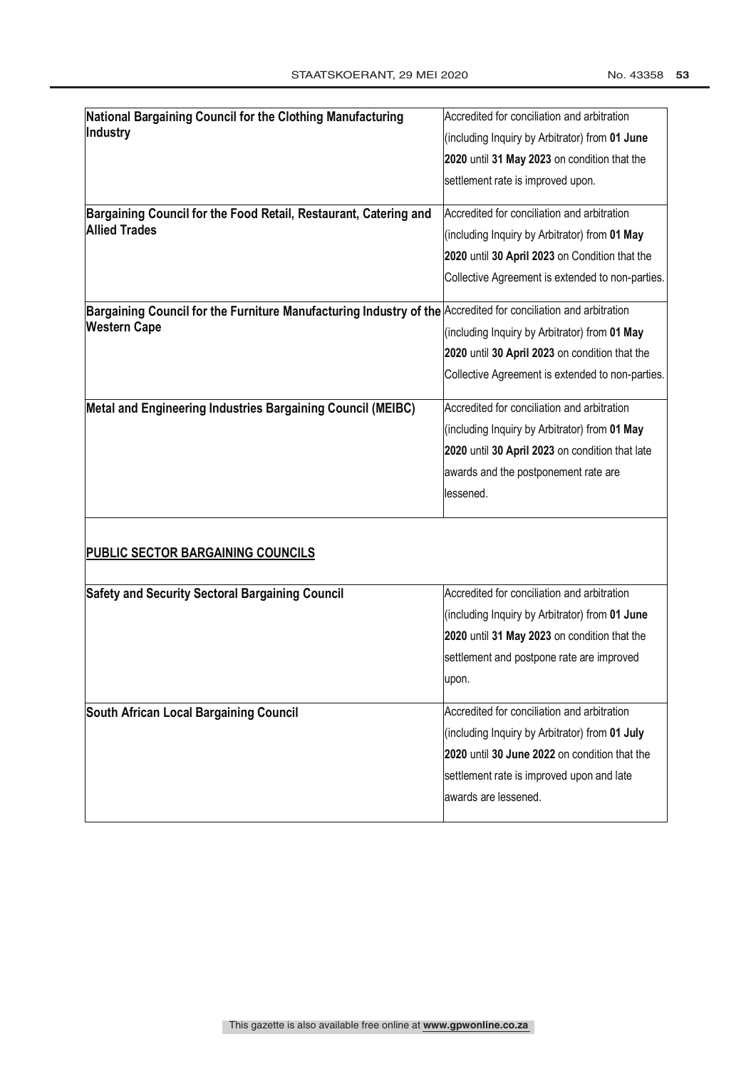| | |
|---|---|
| **National Bargaining Council for the Clothing Manufacturing Industry** | Accredited for conciliation and arbitration (including Inquiry by Arbitrator) from **01 June 2020** until **31 May 2023** on condition that the settlement rate is improved upon. |
| **Bargaining Council for the Food Retail, Restaurant, Catering and Allied Trades** | Accredited for conciliation and arbitration (including Inquiry by Arbitrator) from **01 May 2020** until **30 April 2023** on Condition that the Collective Agreement is extended to non-parties. |
| **Bargaining Council for the Furniture Manufacturing Industry of the Western Cape** | Accredited for conciliation and arbitration (including Inquiry by Arbitrator) from **01 May 2020** until **30 April 2023** on condition that the Collective Agreement is extended to non-parties. |
| **Metal and Engineering Industries Bargaining Council (MEIBC)** | Accredited for conciliation and arbitration (including Inquiry by Arbitrator) from **01 May 2020** until **30 April 2023** on condition that late awards and the postponement rate are lessened. |

**PUBLIC SECTOR BARGAINING COUNCILS**

| | |
|---|---|
| **Safety and Security Sectoral Bargaining Council** | Accredited for conciliation and arbitration (including Inquiry by Arbitrator) from **01 June 2020** until **31 May 2023** on condition that the settlement and postpone rate are improved upon. |
| **South African Local Bargaining Council** | Accredited for conciliation and arbitration (including Inquiry by Arbitrator) from **01 July 2020** until **30 June 2022** on condition that the settlement rate is improved upon and late awards are lessened. |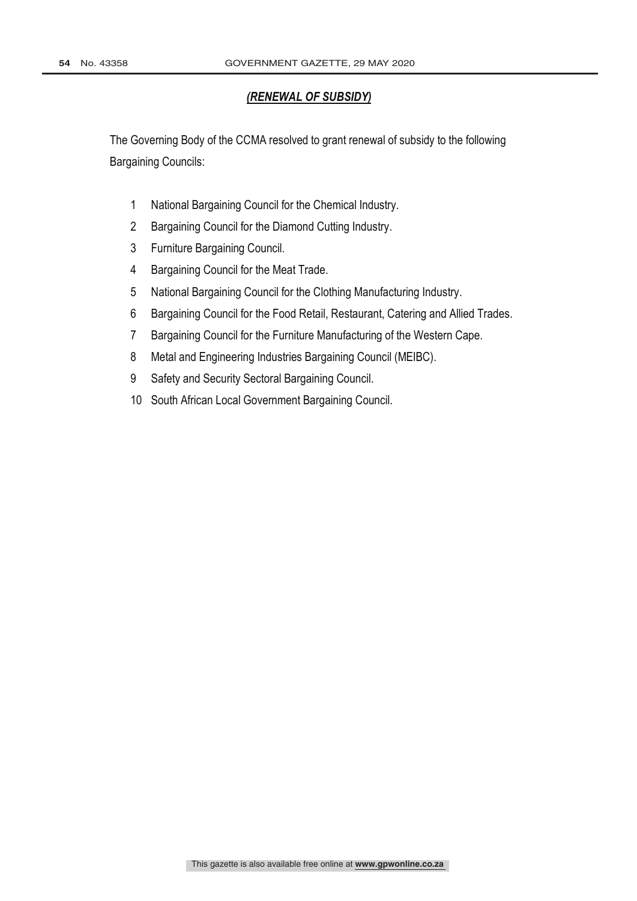## *(RENEWAL OF SUBSIDY)*

The Governing Body of the CCMA resolved to grant renewal of subsidy to the following Bargaining Councils:

1. National Bargaining Council for the Chemical Industry.
2. Bargaining Council for the Diamond Cutting Industry.
3. Furniture Bargaining Council.
4. Bargaining Council for the Meat Trade.
5. National Bargaining Council for the Clothing Manufacturing Industry.
6. Bargaining Council for the Food Retail, Restaurant, Catering and Allied Trades.
7. Bargaining Council for the Furniture Manufacturing of the Western Cape.
8. Metal and Engineering Industries Bargaining Council (MEIBC).
9. Safety and Security Sectoral Bargaining Council.
10. South African Local Government Bargaining Council.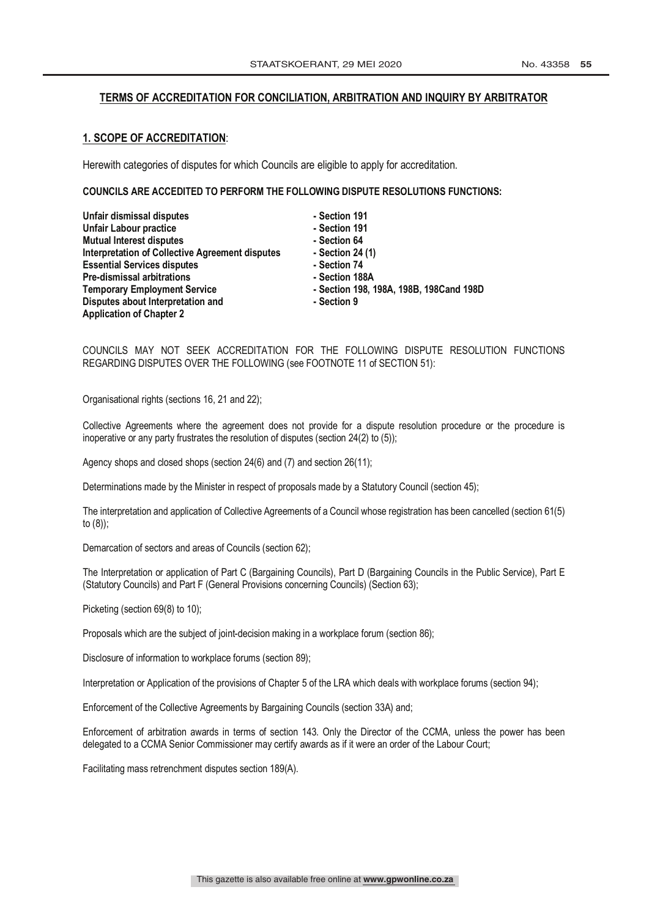## TERMS OF ACCREDITATION FOR CONCILIATION, ARBITRATION AND INQUIRY BY ARBITRATOR

### 1. SCOPE OF ACCREDITATION:

Herewith categories of disputes for which Councils are eligible to apply for accreditation.

**COUNCILS ARE ACCEDITED TO PERFORM THE FOLLOWING DISPUTE RESOLUTIONS FUNCTIONS:**

| | |
|---|---|
| **Unfair dismissal disputes** | **- Section 191** |
| **Unfair Labour practice** | **- Section 191** |
| **Mutual Interest disputes** | **- Section 64** |
| **Interpretation of Collective Agreement disputes** | **- Section 24 (1)** |
| **Essential Services disputes** | **- Section 74** |
| **Pre-dismissal arbitrations** | **- Section 188A** |
| **Temporary Employment Service** | **- Section 198, 198A, 198B, 198Cand 198D** |
| **Disputes about Interpretation and Application of Chapter 2** | **- Section 9** |

COUNCILS MAY NOT SEEK ACCREDITATION FOR THE FOLLOWING DISPUTE RESOLUTION FUNCTIONS REGARDING DISPUTES OVER THE FOLLOWING (see FOOTNOTE 11 of SECTION 51):

Organisational rights (sections 16, 21 and 22);

Collective Agreements where the agreement does not provide for a dispute resolution procedure or the procedure is inoperative or any party frustrates the resolution of disputes (section 24(2) to (5));

Agency shops and closed shops (section 24(6) and (7) and section 26(11);

Determinations made by the Minister in respect of proposals made by a Statutory Council (section 45);

The interpretation and application of Collective Agreements of a Council whose registration has been cancelled (section 61(5) to (8));

Demarcation of sectors and areas of Councils (section 62);

The Interpretation or application of Part C (Bargaining Councils), Part D (Bargaining Councils in the Public Service), Part E (Statutory Councils) and Part F (General Provisions concerning Councils) (Section 63);

Picketing (section 69(8) to 10);

Proposals which are the subject of joint-decision making in a workplace forum (section 86);

Disclosure of information to workplace forums (section 89);

Interpretation or Application of the provisions of Chapter 5 of the LRA which deals with workplace forums (section 94);

Enforcement of the Collective Agreements by Bargaining Councils (section 33A) and;

Enforcement of arbitration awards in terms of section 143. Only the Director of the CCMA, unless the power has been delegated to a CCMA Senior Commissioner may certify awards as if it were an order of the Labour Court;

Facilitating mass retrenchment disputes section 189(A).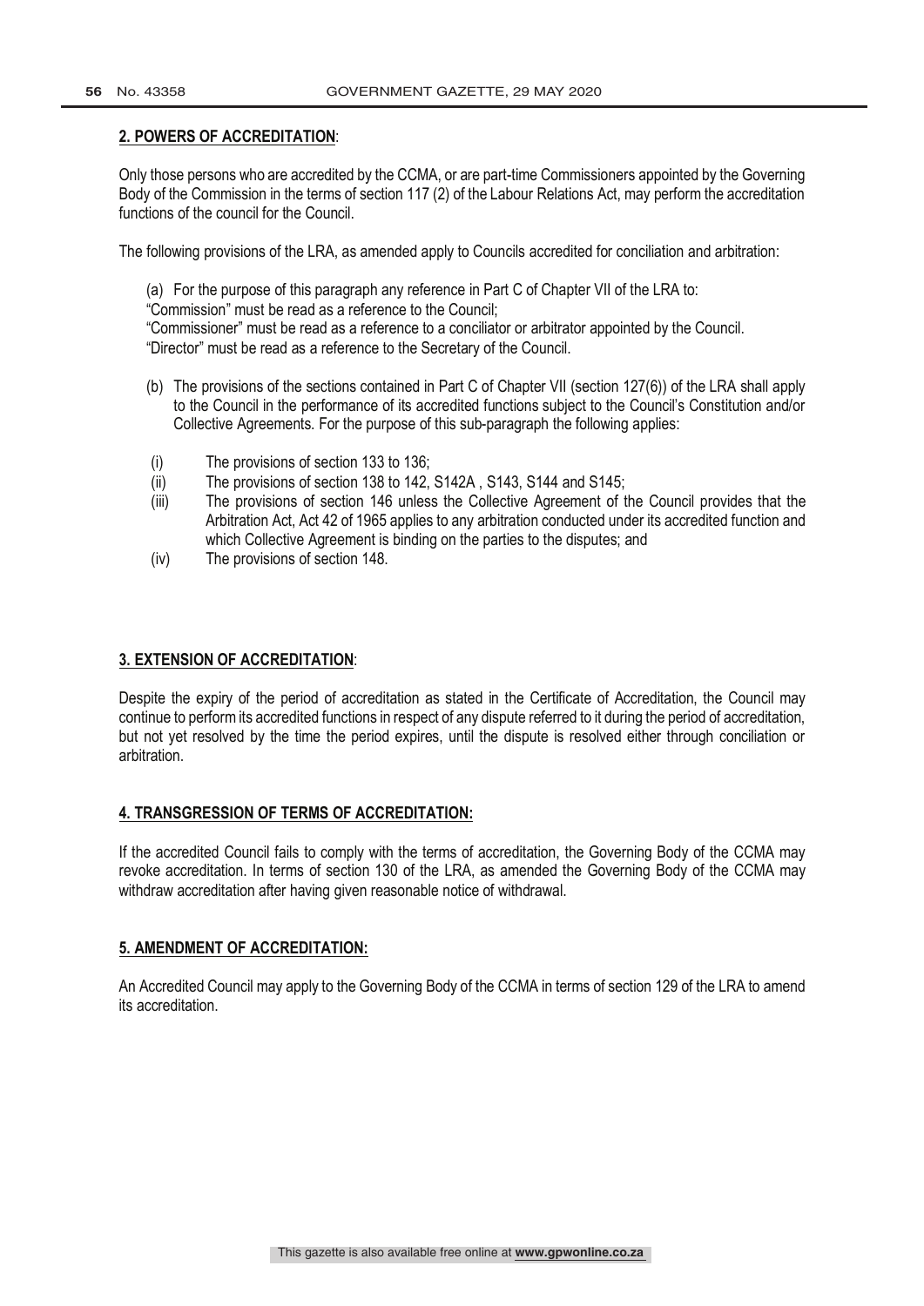**2. POWERS OF ACCREDITATION**:

Only those persons who are accredited by the CCMA, or are part-time Commissioners appointed by the Governing Body of the Commission in the terms of section 117 (2) of the Labour Relations Act, may perform the accreditation functions of the council for the Council.

The following provisions of the LRA, as amended apply to Councils accredited for conciliation and arbitration:

(a) For the purpose of this paragraph any reference in Part C of Chapter VII of the LRA to:
"Commission" must be read as a reference to the Council;
"Commissioner" must be read as a reference to a conciliator or arbitrator appointed by the Council.
"Director" must be read as a reference to the Secretary of the Council.

(b) The provisions of the sections contained in Part C of Chapter VII (section 127(6)) of the LRA shall apply to the Council in the performance of its accredited functions subject to the Council's Constitution and/or Collective Agreements. For the purpose of this sub-paragraph the following applies:

(i) The provisions of section 133 to 136;
(ii) The provisions of section 138 to 142, S142A , S143, S144 and S145;
(iii) The provisions of section 146 unless the Collective Agreement of the Council provides that the Arbitration Act, Act 42 of 1965 applies to any arbitration conducted under its accredited function and which Collective Agreement is binding on the parties to the disputes; and
(iv) The provisions of section 148.

**3. EXTENSION OF ACCREDITATION**:

Despite the expiry of the period of accreditation as stated in the Certificate of Accreditation, the Council may continue to perform its accredited functions in respect of any dispute referred to it during the period of accreditation, but not yet resolved by the time the period expires, until the dispute is resolved either through conciliation or arbitration.

**4. TRANSGRESSION OF TERMS OF ACCREDITATION:**

If the accredited Council fails to comply with the terms of accreditation, the Governing Body of the CCMA may revoke accreditation. In terms of section 130 of the LRA, as amended the Governing Body of the CCMA may withdraw accreditation after having given reasonable notice of withdrawal.

**5. AMENDMENT OF ACCREDITATION:**

An Accredited Council may apply to the Governing Body of the CCMA in terms of section 129 of the LRA to amend its accreditation.